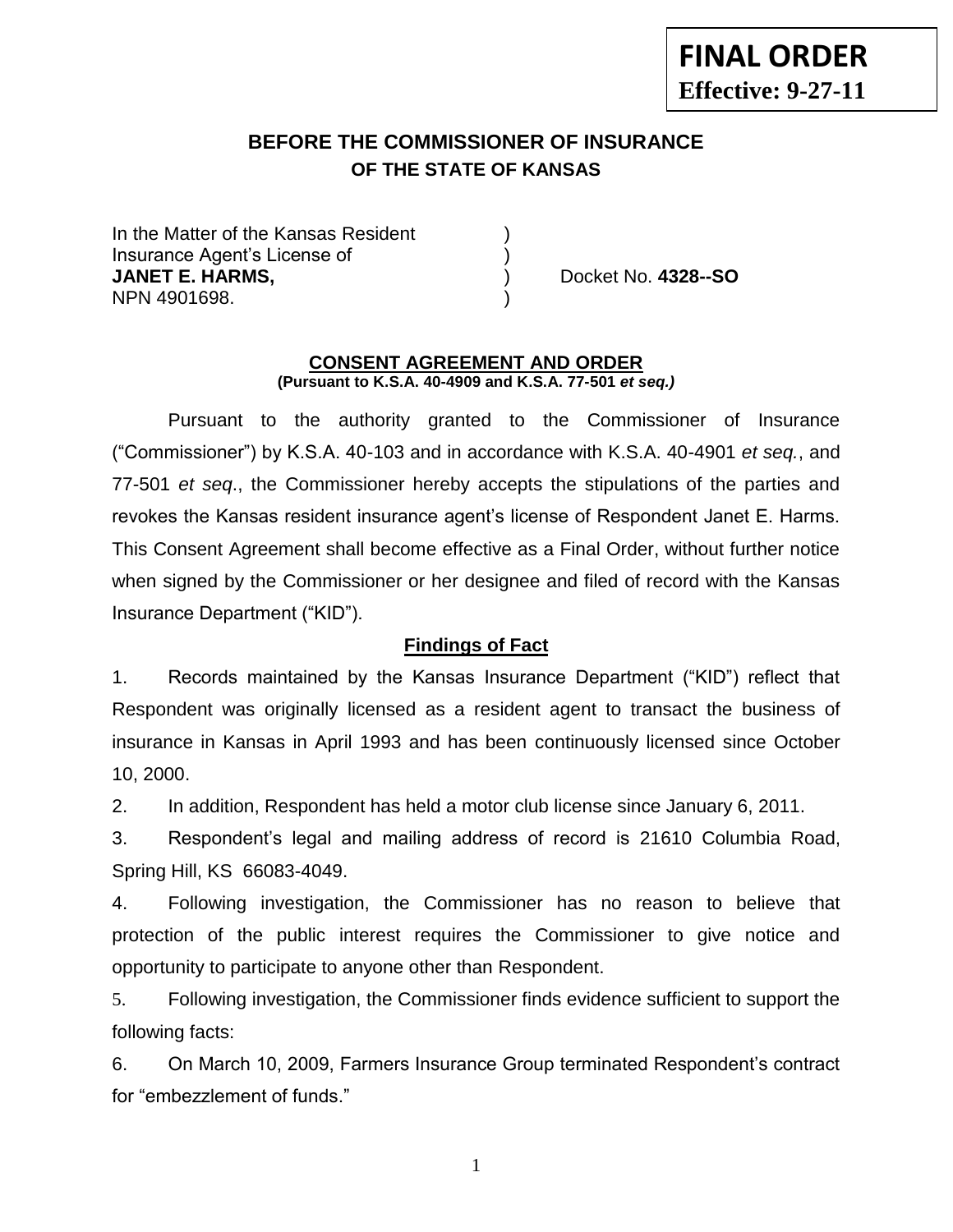**FINAL ORDER**
**Effective: 9-27-11**

## BEFORE THE COMMISSIONER OF INSURANCE
### OF THE STATE OF KANSAS

In the Matter of the Kansas Resident )
Insurance Agent's License of )
**JANET E. HARMS,** ) Docket No. **4328--SO**
NPN 4901698. )

**CONSENT AGREEMENT AND ORDER**
**(Pursuant to K.S.A. 40-4909 and K.S.A. 77-501 *et seq.)***

Pursuant to the authority granted to the Commissioner of Insurance ("Commissioner") by K.S.A. 40-103 and in accordance with K.S.A. 40-4901 *et seq.*, and 77-501 *et seq*., the Commissioner hereby accepts the stipulations of the parties and revokes the Kansas resident insurance agent's license of Respondent Janet E. Harms. This Consent Agreement shall become effective as a Final Order, without further notice when signed by the Commissioner or her designee and filed of record with the Kansas Insurance Department ("KID").

**Findings of Fact**

1. Records maintained by the Kansas Insurance Department ("KID") reflect that Respondent was originally licensed as a resident agent to transact the business of insurance in Kansas in April 1993 and has been continuously licensed since October 10, 2000.

2. In addition, Respondent has held a motor club license since January 6, 2011.

3. Respondent's legal and mailing address of record is 21610 Columbia Road, Spring Hill, KS 66083-4049.

4. Following investigation, the Commissioner has no reason to believe that protection of the public interest requires the Commissioner to give notice and opportunity to participate to anyone other than Respondent.

5. Following investigation, the Commissioner finds evidence sufficient to support the following facts:

6. On March 10, 2009, Farmers Insurance Group terminated Respondent's contract for "embezzlement of funds."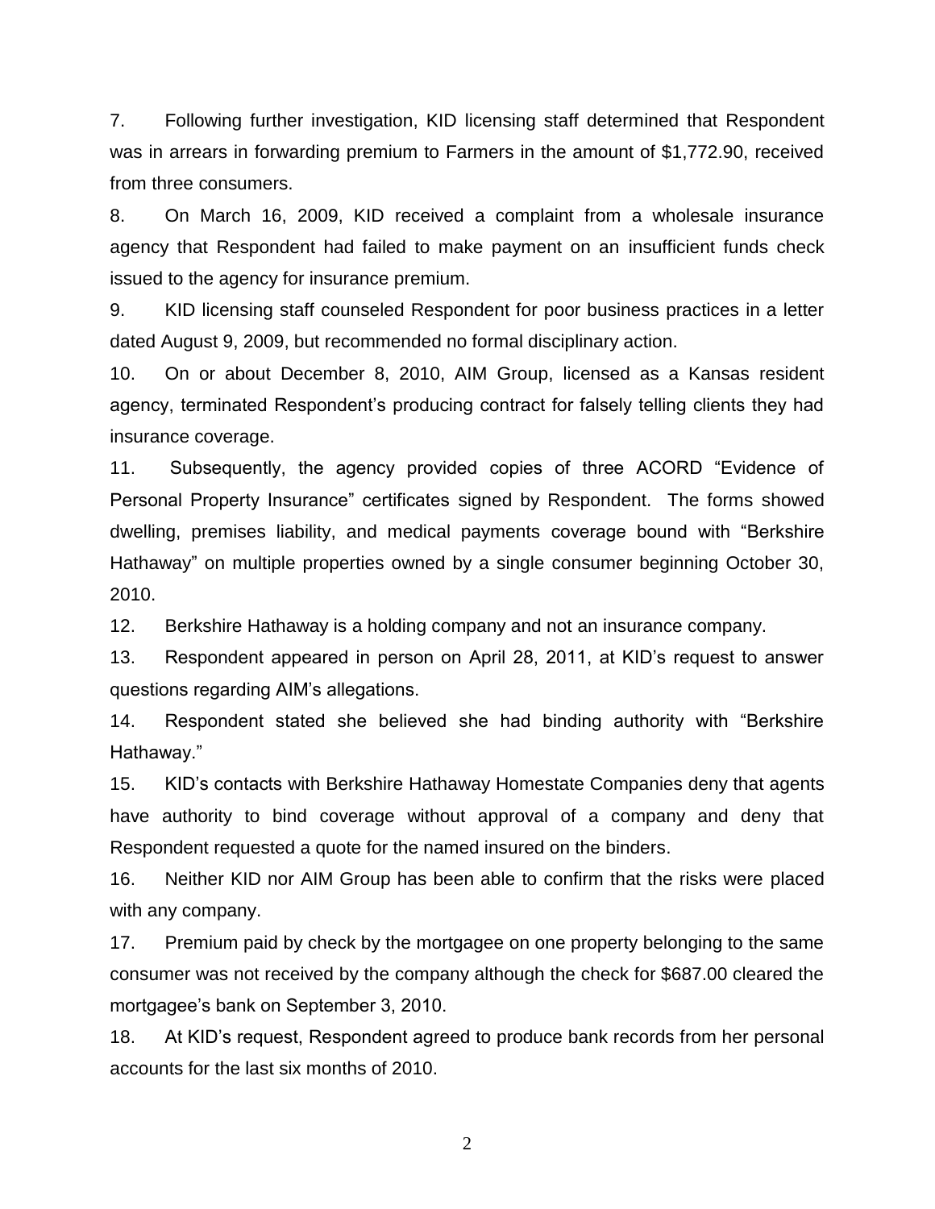7. Following further investigation, KID licensing staff determined that Respondent was in arrears in forwarding premium to Farmers in the amount of $1,772.90, received from three consumers.

8. On March 16, 2009, KID received a complaint from a wholesale insurance agency that Respondent had failed to make payment on an insufficient funds check issued to the agency for insurance premium.

9. KID licensing staff counseled Respondent for poor business practices in a letter dated August 9, 2009, but recommended no formal disciplinary action.

10. On or about December 8, 2010, AIM Group, licensed as a Kansas resident agency, terminated Respondent's producing contract for falsely telling clients they had insurance coverage.

11. Subsequently, the agency provided copies of three ACORD "Evidence of Personal Property Insurance" certificates signed by Respondent. The forms showed dwelling, premises liability, and medical payments coverage bound with "Berkshire Hathaway" on multiple properties owned by a single consumer beginning October 30, 2010.

12. Berkshire Hathaway is a holding company and not an insurance company.

13. Respondent appeared in person on April 28, 2011, at KID's request to answer questions regarding AIM's allegations.

14. Respondent stated she believed she had binding authority with "Berkshire Hathaway."

15. KID's contacts with Berkshire Hathaway Homestate Companies deny that agents have authority to bind coverage without approval of a company and deny that Respondent requested a quote for the named insured on the binders.

16. Neither KID nor AIM Group has been able to confirm that the risks were placed with any company.

17. Premium paid by check by the mortgagee on one property belonging to the same consumer was not received by the company although the check for $687.00 cleared the mortgagee's bank on September 3, 2010.

18. At KID's request, Respondent agreed to produce bank records from her personal accounts for the last six months of 2010.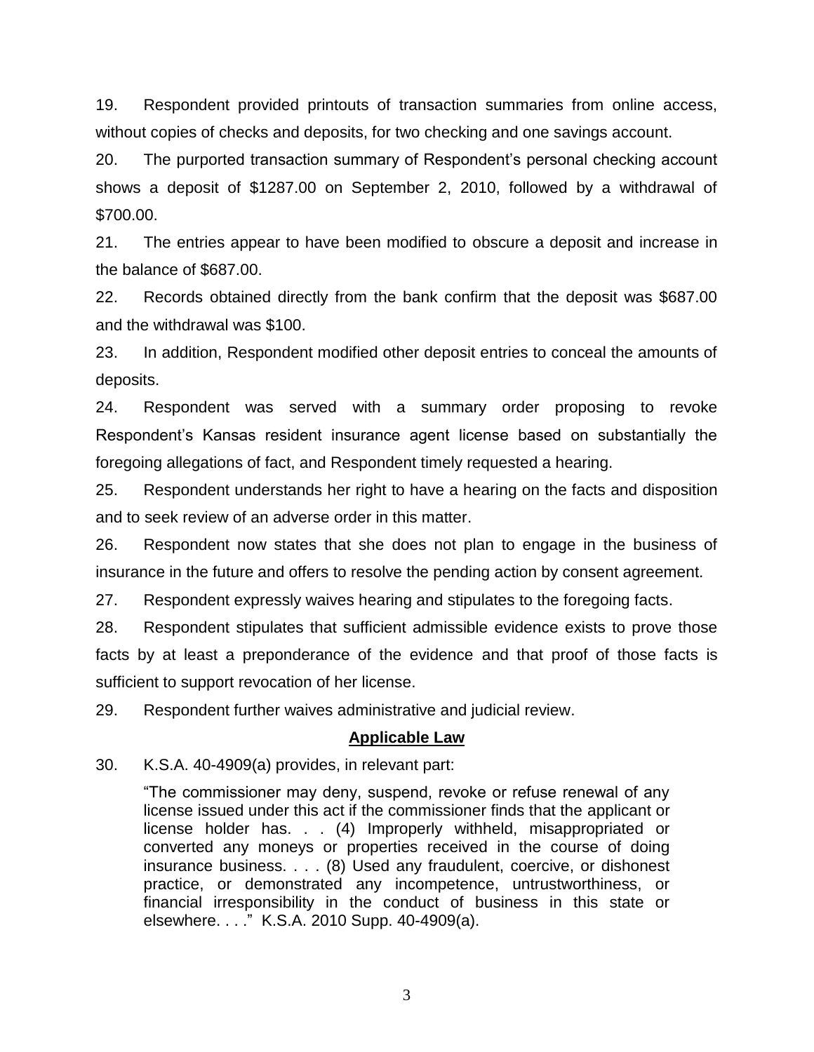19. Respondent provided printouts of transaction summaries from online access, without copies of checks and deposits, for two checking and one savings account.

20. The purported transaction summary of Respondent's personal checking account shows a deposit of $1287.00 on September 2, 2010, followed by a withdrawal of $700.00.

21. The entries appear to have been modified to obscure a deposit and increase in the balance of $687.00.

22. Records obtained directly from the bank confirm that the deposit was $687.00 and the withdrawal was $100.

23. In addition, Respondent modified other deposit entries to conceal the amounts of deposits.

24. Respondent was served with a summary order proposing to revoke Respondent's Kansas resident insurance agent license based on substantially the foregoing allegations of fact, and Respondent timely requested a hearing.

25. Respondent understands her right to have a hearing on the facts and disposition and to seek review of an adverse order in this matter.

26. Respondent now states that she does not plan to engage in the business of insurance in the future and offers to resolve the pending action by consent agreement.

27. Respondent expressly waives hearing and stipulates to the foregoing facts.

28. Respondent stipulates that sufficient admissible evidence exists to prove those facts by at least a preponderance of the evidence and that proof of those facts is sufficient to support revocation of her license.

29. Respondent further waives administrative and judicial review.

**Applicable Law**

30. K.S.A. 40-4909(a) provides, in relevant part:

> "The commissioner may deny, suspend, revoke or refuse renewal of any license issued under this act if the commissioner finds that the applicant or license holder has. . . (4) Improperly withheld, misappropriated or converted any moneys or properties received in the course of doing insurance business. . . . (8) Used any fraudulent, coercive, or dishonest practice, or demonstrated any incompetence, untrustworthiness, or financial irresponsibility in the conduct of business in this state or elsewhere. . . ." K.S.A. 2010 Supp. 40-4909(a).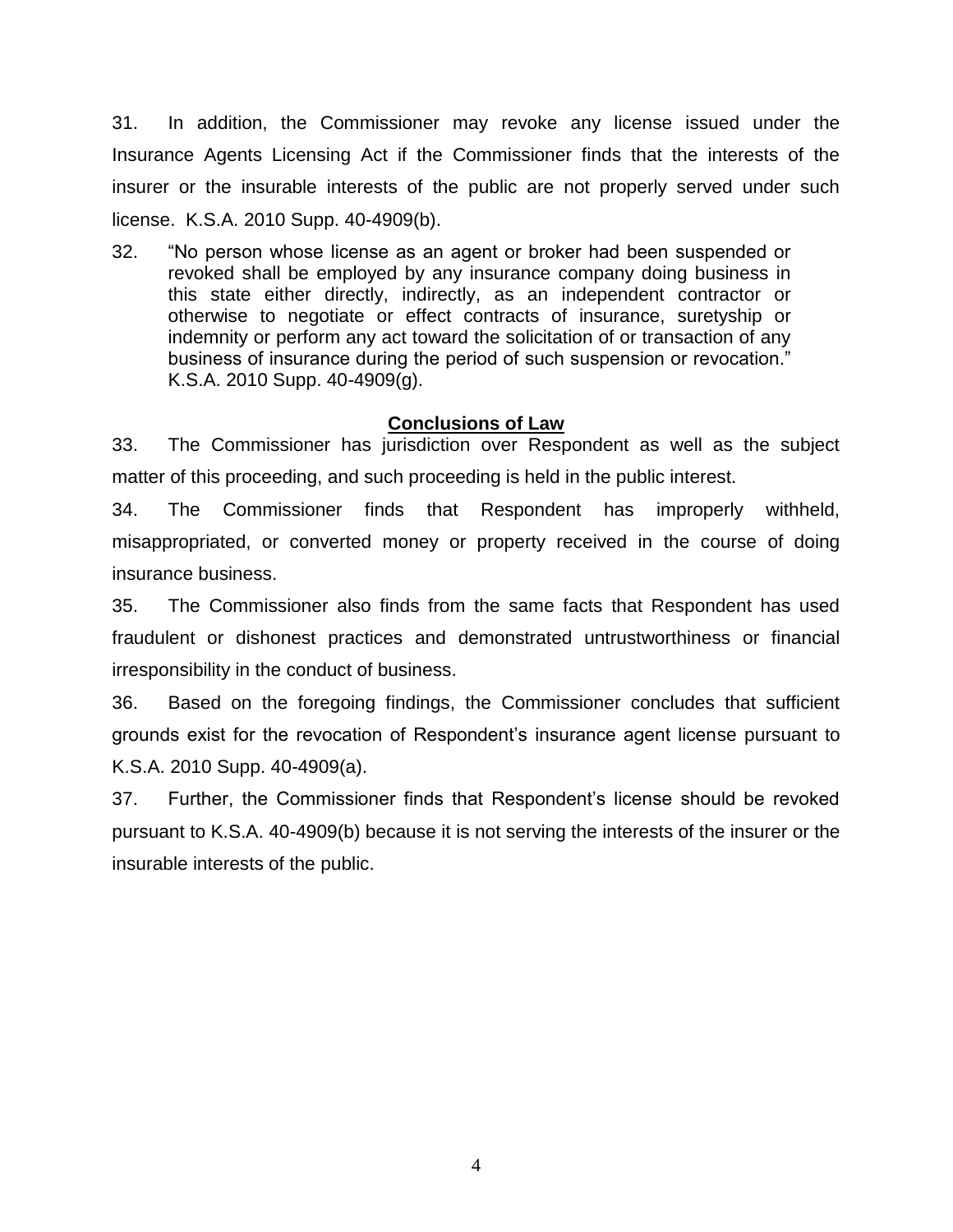31. In addition, the Commissioner may revoke any license issued under the Insurance Agents Licensing Act if the Commissioner finds that the interests of the insurer or the insurable interests of the public are not properly served under such license. K.S.A. 2010 Supp. 40-4909(b).

32. "No person whose license as an agent or broker had been suspended or revoked shall be employed by any insurance company doing business in this state either directly, indirectly, as an independent contractor or otherwise to negotiate or effect contracts of insurance, suretyship or indemnity or perform any act toward the solicitation of or transaction of any business of insurance during the period of such suspension or revocation." K.S.A. 2010 Supp. 40-4909(g).

## Conclusions of Law

33. The Commissioner has jurisdiction over Respondent as well as the subject matter of this proceeding, and such proceeding is held in the public interest.

34. The Commissioner finds that Respondent has improperly withheld, misappropriated, or converted money or property received in the course of doing insurance business.

35. The Commissioner also finds from the same facts that Respondent has used fraudulent or dishonest practices and demonstrated untrustworthiness or financial irresponsibility in the conduct of business.

36. Based on the foregoing findings, the Commissioner concludes that sufficient grounds exist for the revocation of Respondent's insurance agent license pursuant to K.S.A. 2010 Supp. 40-4909(a).

37. Further, the Commissioner finds that Respondent's license should be revoked pursuant to K.S.A. 40-4909(b) because it is not serving the interests of the insurer or the insurable interests of the public.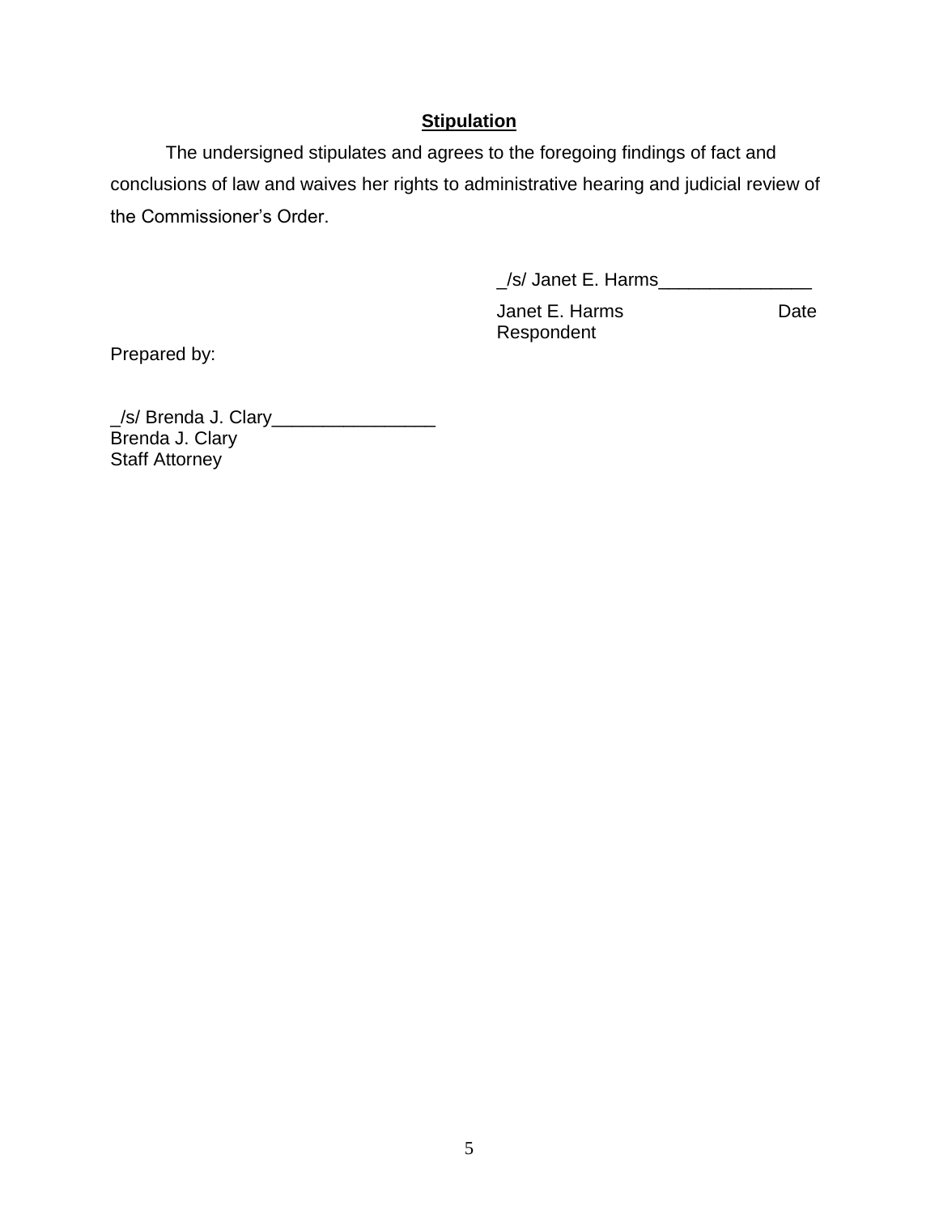**Stipulation**

The undersigned stipulates and agrees to the foregoing findings of fact and conclusions of law and waives her rights to administrative hearing and judicial review of the Commissioner's Order.

_/s/ Janet E. Harms_______________

Janet E. Harms                    Date
Respondent

Prepared by:

_/s/ Brenda J. Clary________________
Brenda J. Clary
Staff Attorney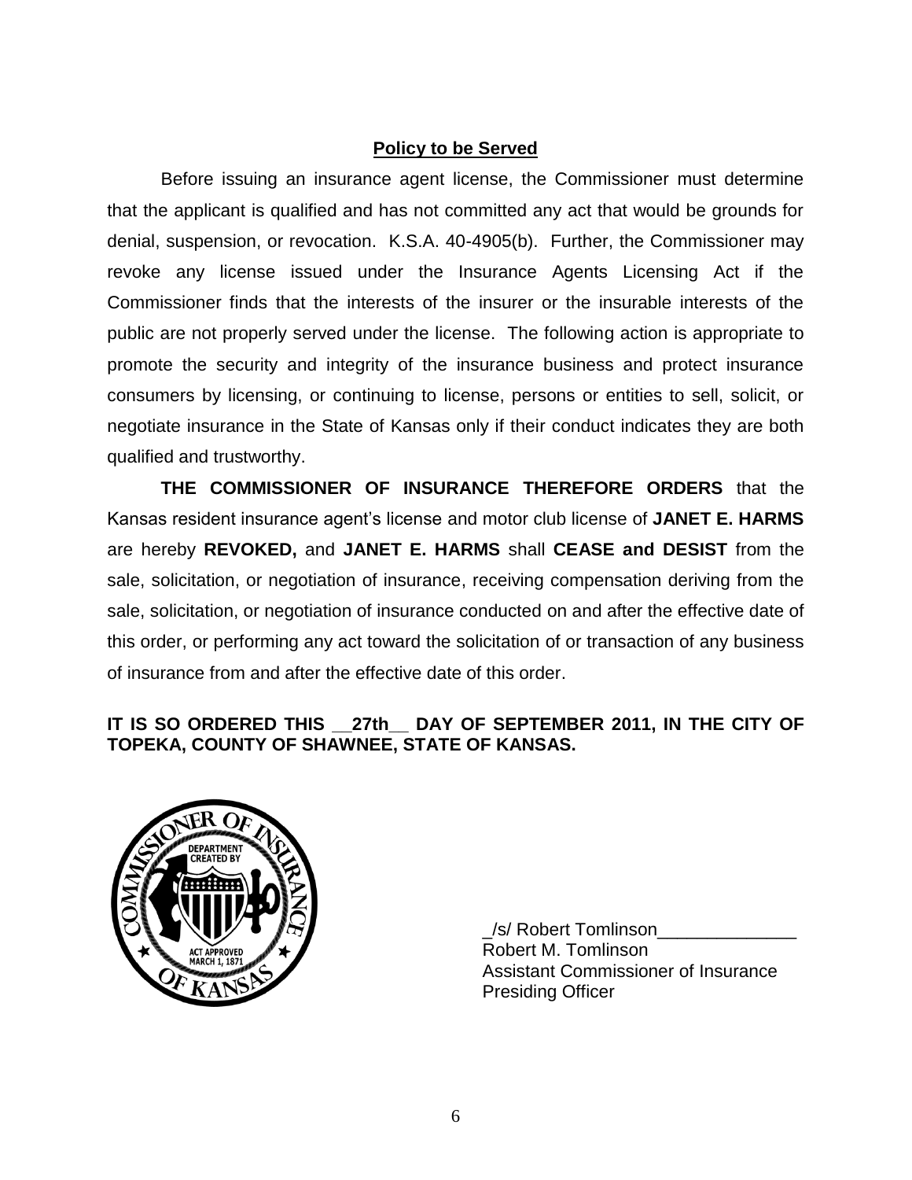## Policy to be Served

Before issuing an insurance agent license, the Commissioner must determine that the applicant is qualified and has not committed any act that would be grounds for denial, suspension, or revocation. K.S.A. 40-4905(b). Further, the Commissioner may revoke any license issued under the Insurance Agents Licensing Act if the Commissioner finds that the interests of the insurer or the insurable interests of the public are not properly served under the license. The following action is appropriate to promote the security and integrity of the insurance business and protect insurance consumers by licensing, or continuing to license, persons or entities to sell, solicit, or negotiate insurance in the State of Kansas only if their conduct indicates they are both qualified and trustworthy.

**THE COMMISSIONER OF INSURANCE THEREFORE ORDERS** that the Kansas resident insurance agent's license and motor club license of **JANET E. HARMS** are hereby **REVOKED,** and **JANET E. HARMS** shall **CEASE and DESIST** from the sale, solicitation, or negotiation of insurance, receiving compensation deriving from the sale, solicitation, or negotiation of insurance conducted on and after the effective date of this order, or performing any act toward the solicitation of or transaction of any business of insurance from and after the effective date of this order.

**IT IS SO ORDERED THIS __27th__ DAY OF SEPTEMBER 2011, IN THE CITY OF TOPEKA, COUNTY OF SHAWNEE, STATE OF KANSAS.**

_/s/ Robert Tomlinson______________
Robert M. Tomlinson
Assistant Commissioner of Insurance
Presiding Officer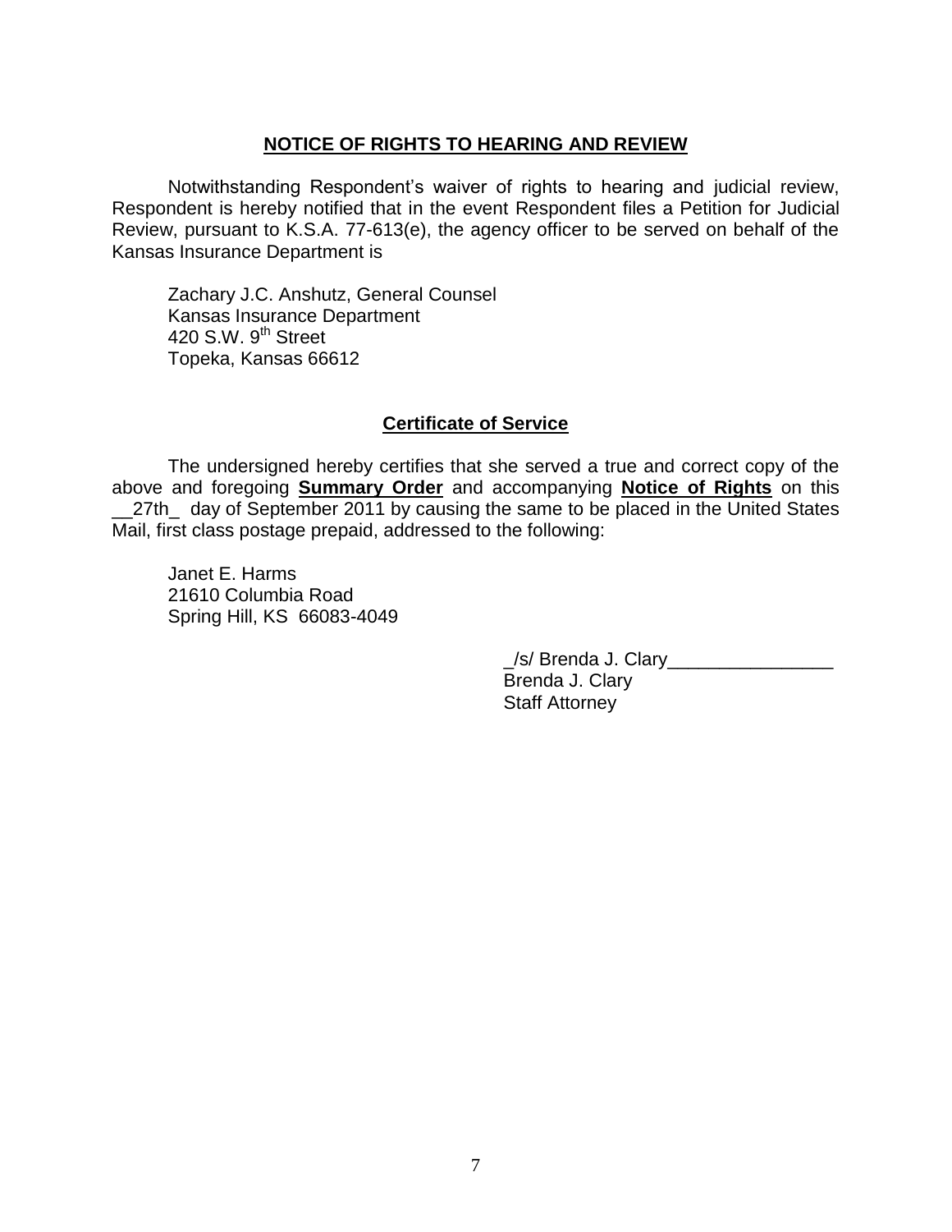## NOTICE OF RIGHTS TO HEARING AND REVIEW

Notwithstanding Respondent's waiver of rights to hearing and judicial review, Respondent is hereby notified that in the event Respondent files a Petition for Judicial Review, pursuant to K.S.A. 77-613(e), the agency officer to be served on behalf of the Kansas Insurance Department is

Zachary J.C. Anshutz, General Counsel
Kansas Insurance Department
420 S.W. 9th Street
Topeka, Kansas 66612

## Certificate of Service

The undersigned hereby certifies that she served a true and correct copy of the above and foregoing **Summary Order** and accompanying **Notice of Rights** on this __27th_ day of September 2011 by causing the same to be placed in the United States Mail, first class postage prepaid, addressed to the following:

Janet E. Harms
21610 Columbia Road
Spring Hill, KS 66083-4049

_/s/ Brenda J. Clary________________
Brenda J. Clary
Staff Attorney